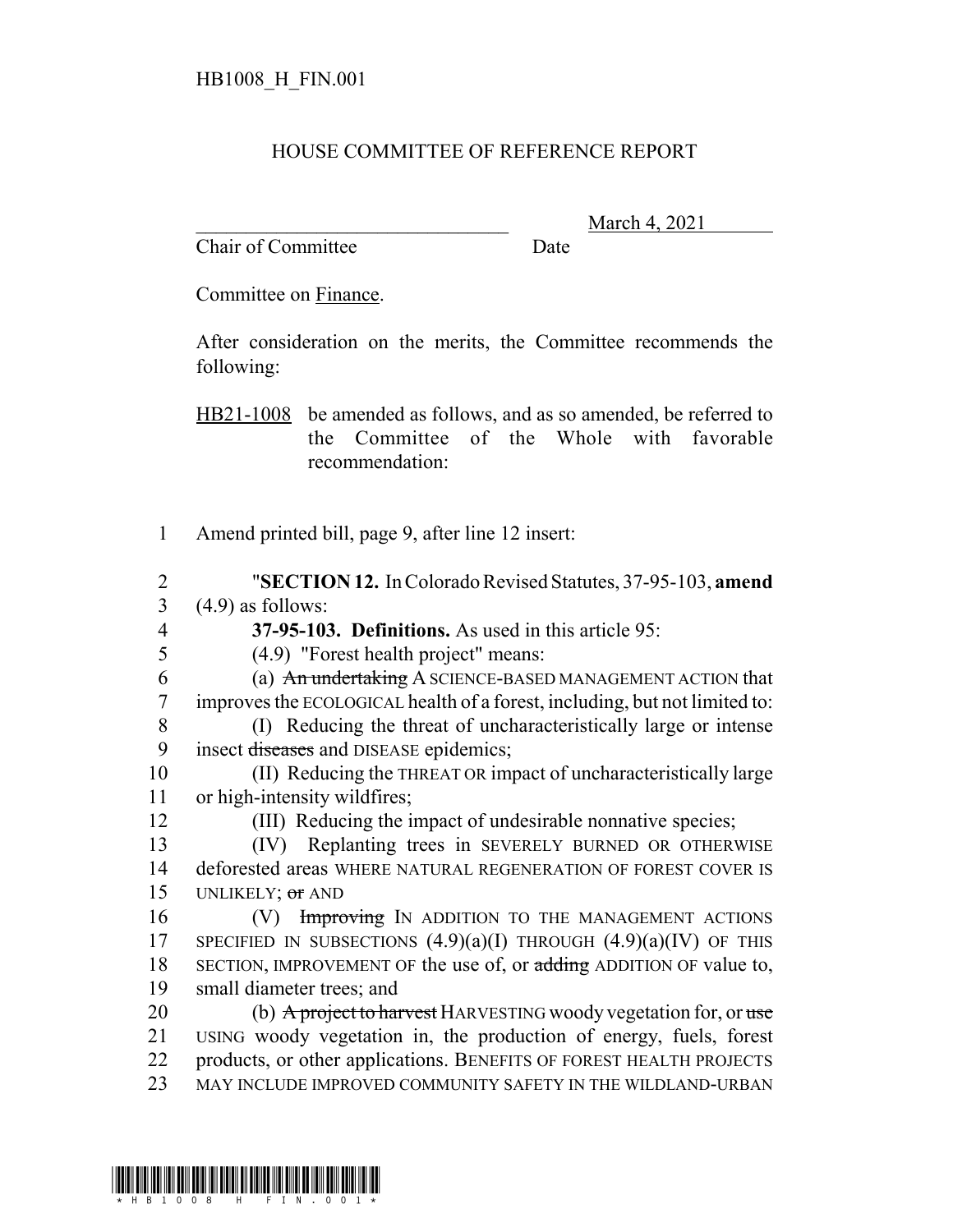HB1008_H_FIN.001

# HOUSE COMMITTEE OF REFERENCE REPORT

________________________________ March 4, 2021
Chair of Committee Date

Committee on Finance.

After consideration on the merits, the Committee recommends the following:

HB21-1008 be amended as follows, and as so amended, be referred to the Committee of the Whole with favorable recommendation:

1 Amend printed bill, page 9, after line 12 insert:

2 "**SECTION 12.** In Colorado Revised Statutes, 37-95-103, **amend**
3 (4.9) as follows:

4 **37-95-103. Definitions.** As used in this article 95:

5 (4.9) "Forest health project" means:

6 (a) ~~An undertaking~~ A SCIENCE-BASED MANAGEMENT ACTION that
7 improves the ECOLOGICAL health of a forest, including, but not limited to:

8 (I) Reducing the threat of uncharacteristically large or intense
9 insect ~~diseases~~ and DISEASE epidemics;

10 (II) Reducing the THREAT OR impact of uncharacteristically large
11 or high-intensity wildfires;

12 (III) Reducing the impact of undesirable nonnative species;

13 (IV) Replanting trees in SEVERELY BURNED OR OTHERWISE
14 deforested areas WHERE NATURAL REGENERATION OF FOREST COVER IS
15 UNLIKELY; ~~or~~ AND

16 (V) ~~Improving~~ IN ADDITION TO THE MANAGEMENT ACTIONS
17 SPECIFIED IN SUBSECTIONS (4.9)(a)(I) THROUGH (4.9)(a)(IV) OF THIS
18 SECTION, IMPROVEMENT OF the use of, or ~~adding~~ ADDITION OF value to,
19 small diameter trees; and

20 (b) ~~A project to harvest~~ HARVESTING woody vegetation for, or ~~use~~
21 USING woody vegetation in, the production of energy, fuels, forest
22 products, or other applications. BENEFITS OF FOREST HEALTH PROJECTS
23 MAY INCLUDE IMPROVED COMMUNITY SAFETY IN THE WILDLAND-URBAN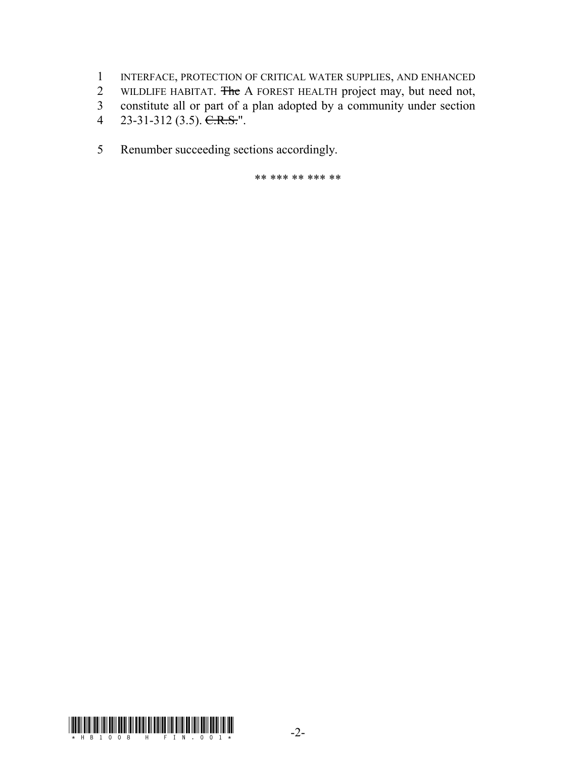1 INTERFACE, PROTECTION OF CRITICAL WATER SUPPLIES, AND ENHANCED
2 WILDLIFE HABITAT. ~~The~~ A FOREST HEALTH project may, but need not,
3 constitute all or part of a plan adopted by a community under section
4 23-31-312 (3.5). ~~C.R.S.~~".

5 Renumber succeeding sections accordingly.

** *** ** *** **

*HB1008 H FIN.001*